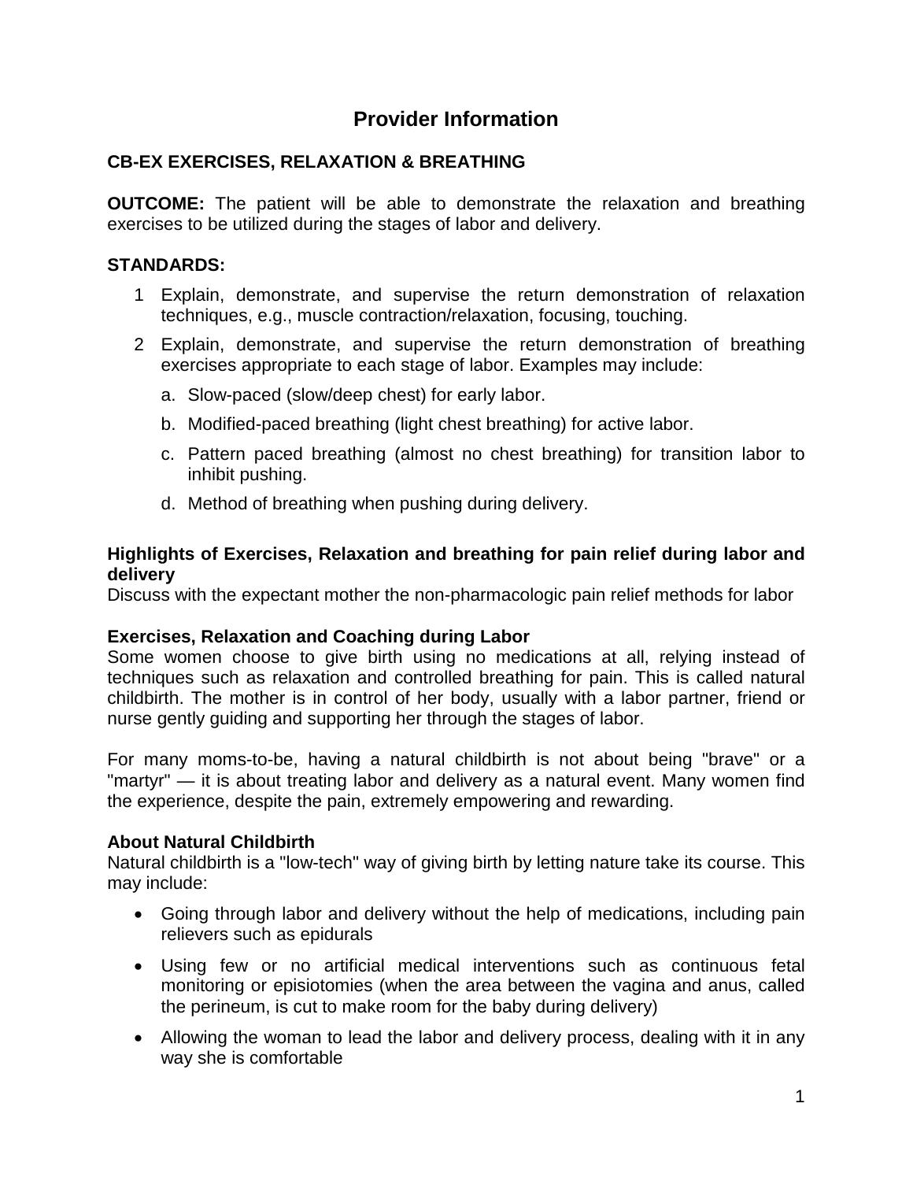# Provider Information

## CB-EX EXERCISES, RELAXATION & BREATHING

**OUTCOME:** The patient will be able to demonstrate the relaxation and breathing exercises to be utilized during the stages of labor and delivery.

**STANDARDS:**

1. Explain, demonstrate, and supervise the return demonstration of relaxation techniques, e.g., muscle contraction/relaxation, focusing, touching.
2. Explain, demonstrate, and supervise the return demonstration of breathing exercises appropriate to each stage of labor. Examples may include:
   a. Slow-paced (slow/deep chest) for early labor.
   b. Modified-paced breathing (light chest breathing) for active labor.
   c. Pattern paced breathing (almost no chest breathing) for transition labor to inhibit pushing.
   d. Method of breathing when pushing during delivery.

**Highlights of Exercises, Relaxation and breathing for pain relief during labor and delivery**
Discuss with the expectant mother the non-pharmacologic pain relief methods for labor

**Exercises, Relaxation and Coaching during Labor**
Some women choose to give birth using no medications at all, relying instead of techniques such as relaxation and controlled breathing for pain. This is called natural childbirth. The mother is in control of her body, usually with a labor partner, friend or nurse gently guiding and supporting her through the stages of labor.

For many moms-to-be, having a natural childbirth is not about being "brave" or a "martyr" — it is about treating labor and delivery as a natural event. Many women find the experience, despite the pain, extremely empowering and rewarding.

**About Natural Childbirth**
Natural childbirth is a "low-tech" way of giving birth by letting nature take its course. This may include:

- Going through labor and delivery without the help of medications, including pain relievers such as epidurals
- Using few or no artificial medical interventions such as continuous fetal monitoring or episiotomies (when the area between the vagina and anus, called the perineum, is cut to make room for the baby during delivery)
- Allowing the woman to lead the labor and delivery process, dealing with it in any way she is comfortable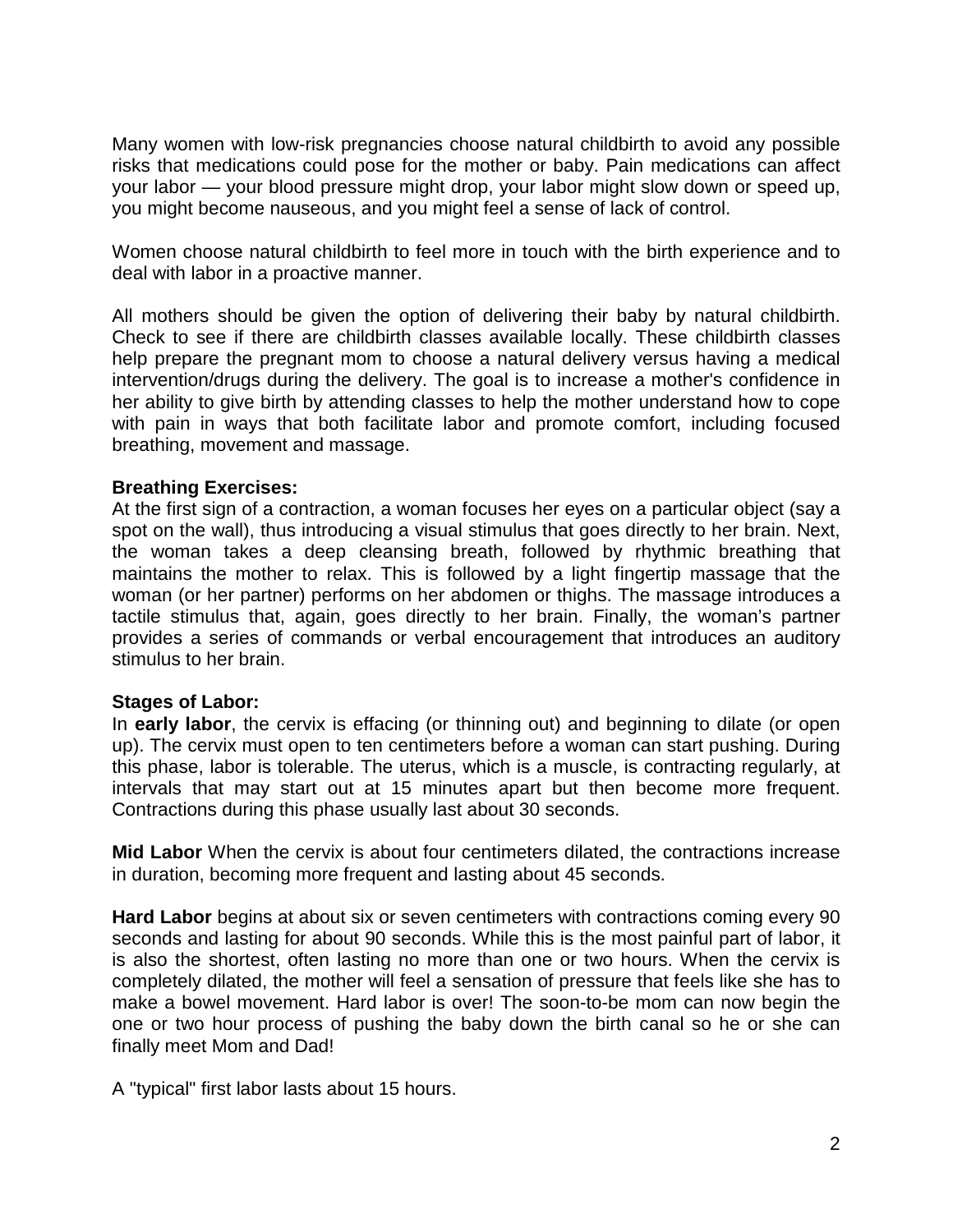Many women with low-risk pregnancies choose natural childbirth to avoid any possible risks that medications could pose for the mother or baby. Pain medications can affect your labor — your blood pressure might drop, your labor might slow down or speed up, you might become nauseous, and you might feel a sense of lack of control.

Women choose natural childbirth to feel more in touch with the birth experience and to deal with labor in a proactive manner.

All mothers should be given the option of delivering their baby by natural childbirth. Check to see if there are childbirth classes available locally. These childbirth classes help prepare the pregnant mom to choose a natural delivery versus having a medical intervention/drugs during the delivery. The goal is to increase a mother's confidence in her ability to give birth by attending classes to help the mother understand how to cope with pain in ways that both facilitate labor and promote comfort, including focused breathing, movement and massage.

**Breathing Exercises:**
At the first sign of a contraction, a woman focuses her eyes on a particular object (say a spot on the wall), thus introducing a visual stimulus that goes directly to her brain. Next, the woman takes a deep cleansing breath, followed by rhythmic breathing that maintains the mother to relax. This is followed by a light fingertip massage that the woman (or her partner) performs on her abdomen or thighs. The massage introduces a tactile stimulus that, again, goes directly to her brain. Finally, the woman's partner provides a series of commands or verbal encouragement that introduces an auditory stimulus to her brain.

**Stages of Labor:**
In **early labor**, the cervix is effacing (or thinning out) and beginning to dilate (or open up). The cervix must open to ten centimeters before a woman can start pushing. During this phase, labor is tolerable. The uterus, which is a muscle, is contracting regularly, at intervals that may start out at 15 minutes apart but then become more frequent. Contractions during this phase usually last about 30 seconds.

**Mid Labor** When the cervix is about four centimeters dilated, the contractions increase in duration, becoming more frequent and lasting about 45 seconds.

**Hard Labor** begins at about six or seven centimeters with contractions coming every 90 seconds and lasting for about 90 seconds. While this is the most painful part of labor, it is also the shortest, often lasting no more than one or two hours. When the cervix is completely dilated, the mother will feel a sensation of pressure that feels like she has to make a bowel movement. Hard labor is over! The soon-to-be mom can now begin the one or two hour process of pushing the baby down the birth canal so he or she can finally meet Mom and Dad!

A "typical" first labor lasts about 15 hours.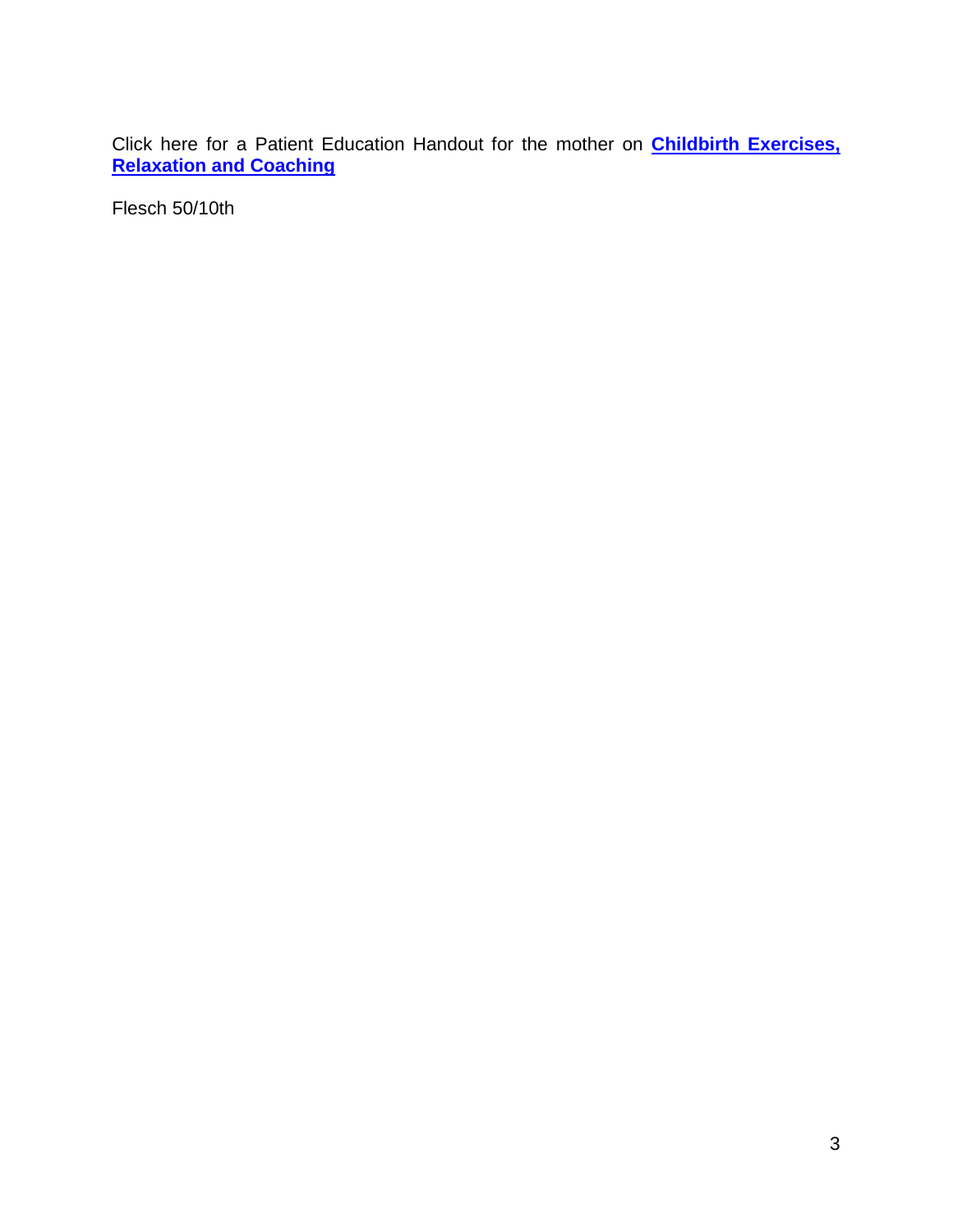Click here for a Patient Education Handout for the mother on **Childbirth Exercises, Relaxation and Coaching**

Flesch 50/10th